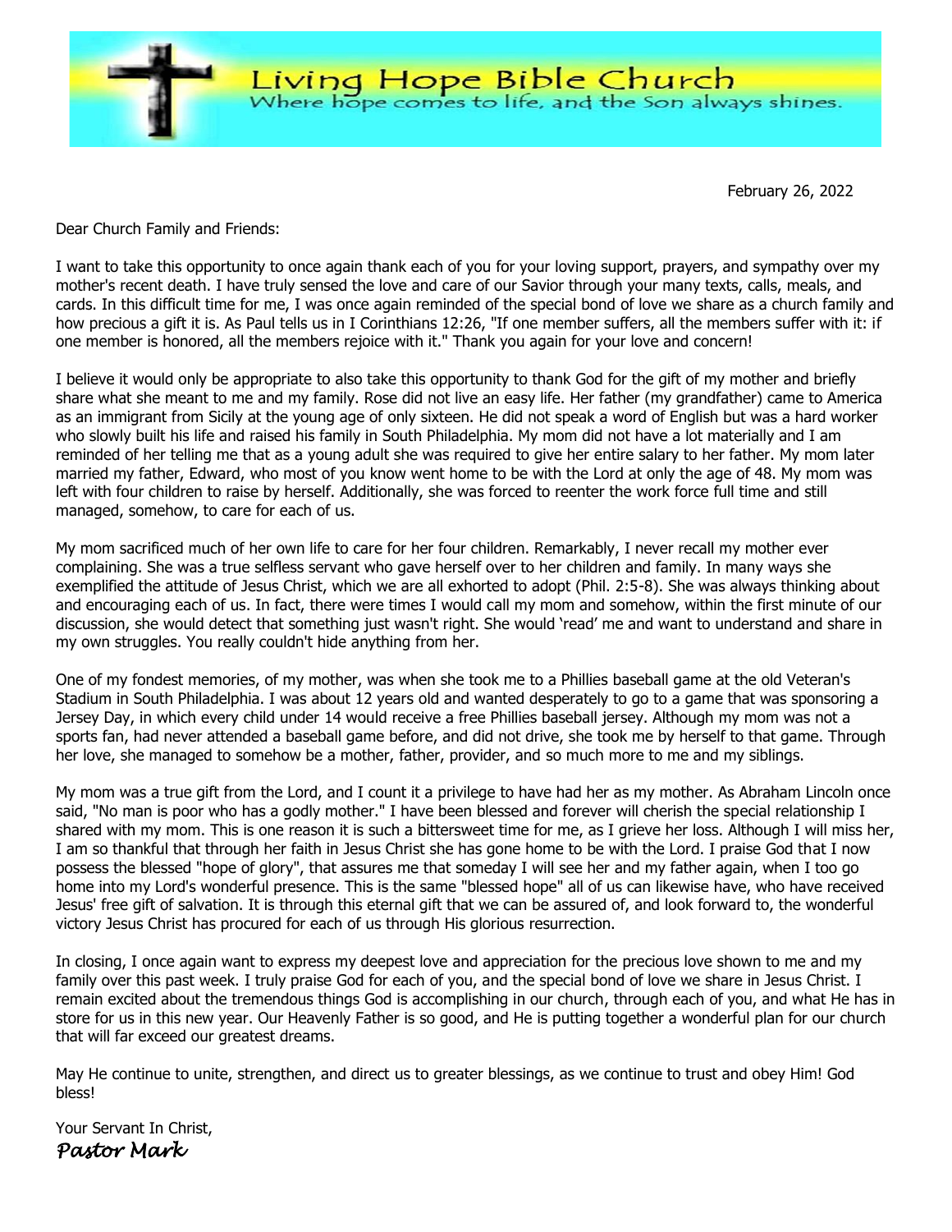# Living Hope Bible Church

Where hope comes to life, and the Son always shines.

February 26, 2022

Dear Church Family and Friends:

I want to take this opportunity to once again thank each of you for your loving support, prayers, and sympathy over my mother's recent death. I have truly sensed the love and care of our Savior through your many texts, calls, meals, and cards. In this difficult time for me, I was once again reminded of the special bond of love we share as a church family and how precious a gift it is. As Paul tells us in I Corinthians 12:26, "If one member suffers, all the members suffer with it: if one member is honored, all the members rejoice with it." Thank you again for your love and concern!

I believe it would only be appropriate to also take this opportunity to thank God for the gift of my mother and briefly share what she meant to me and my family. Rose did not live an easy life. Her father (my grandfather) came to America as an immigrant from Sicily at the young age of only sixteen. He did not speak a word of English but was a hard worker who slowly built his life and raised his family in South Philadelphia. My mom did not have a lot materially and I am reminded of her telling me that as a young adult she was required to give her entire salary to her father. My mom later married my father, Edward, who most of you know went home to be with the Lord at only the age of 48. My mom was left with four children to raise by herself. Additionally, she was forced to reenter the work force full time and still managed, somehow, to care for each of us.

My mom sacrificed much of her own life to care for her four children. Remarkably, I never recall my mother ever complaining. She was a true selfless servant who gave herself over to her children and family. In many ways she exemplified the attitude of Jesus Christ, which we are all exhorted to adopt (Phil. 2:5-8). She was always thinking about and encouraging each of us. In fact, there were times I would call my mom and somehow, within the first minute of our discussion, she would detect that something just wasn't right. She would 'read' me and want to understand and share in my own struggles. You really couldn't hide anything from her.

One of my fondest memories, of my mother, was when she took me to a Phillies baseball game at the old Veteran's Stadium in South Philadelphia. I was about 12 years old and wanted desperately to go to a game that was sponsoring a Jersey Day, in which every child under 14 would receive a free Phillies baseball jersey. Although my mom was not a sports fan, had never attended a baseball game before, and did not drive, she took me by herself to that game. Through her love, she managed to somehow be a mother, father, provider, and so much more to me and my siblings.

My mom was a true gift from the Lord, and I count it a privilege to have had her as my mother. As Abraham Lincoln once said, "No man is poor who has a godly mother." I have been blessed and forever will cherish the special relationship I shared with my mom. This is one reason it is such a bittersweet time for me, as I grieve her loss. Although I will miss her, I am so thankful that through her faith in Jesus Christ she has gone home to be with the Lord. I praise God that I now possess the blessed "hope of glory", that assures me that someday I will see her and my father again, when I too go home into my Lord's wonderful presence. This is the same "blessed hope" all of us can likewise have, who have received Jesus' free gift of salvation. It is through this eternal gift that we can be assured of, and look forward to, the wonderful victory Jesus Christ has procured for each of us through His glorious resurrection.

In closing, I once again want to express my deepest love and appreciation for the precious love shown to me and my family over this past week. I truly praise God for each of you, and the special bond of love we share in Jesus Christ. I remain excited about the tremendous things God is accomplishing in our church, through each of you, and what He has in store for us in this new year. Our Heavenly Father is so good, and He is putting together a wonderful plan for our church that will far exceed our greatest dreams.

May He continue to unite, strengthen, and direct us to greater blessings, as we continue to trust and obey Him! God bless!

Your Servant In Christ,
*Pastor Mark*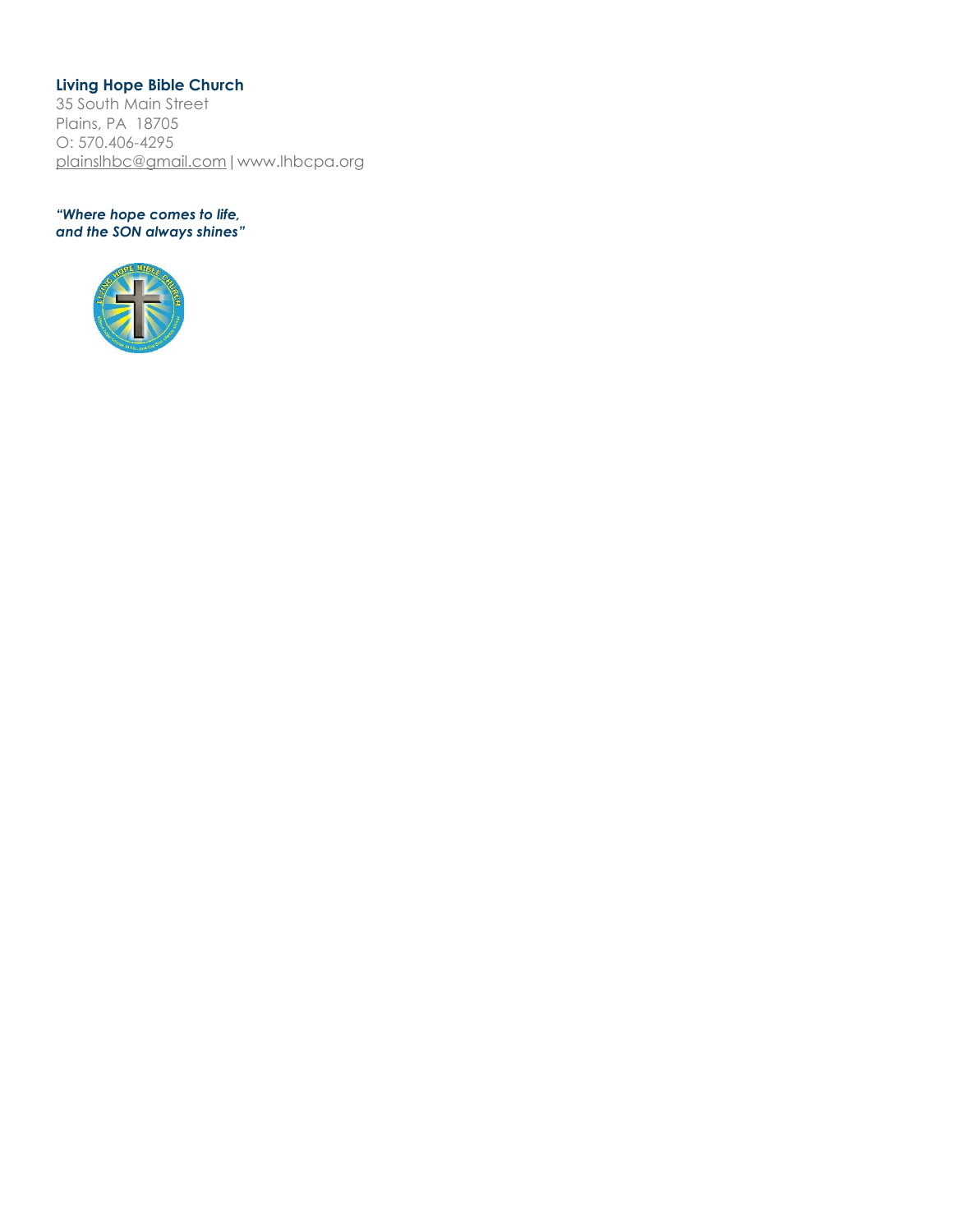**Living Hope Bible Church**
35 South Main Street
Plains, PA 18705
O: 570.406-4295
plainslhbc@gmail.com | www.lhbcpa.org

***"Where hope comes to life, and the SON always shines"***